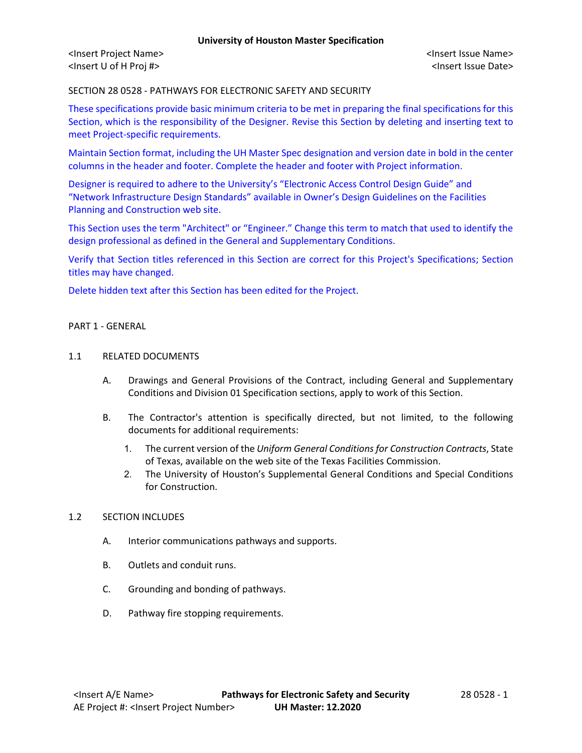SECTION 28 0528 - PATHWAYS FOR ELECTRONIC SAFETY AND SECURITY

These specifications provide basic minimum criteria to be met in preparing the final specifications for this Section, which is the responsibility of the Designer. Revise this Section by deleting and inserting text to meet Project-specific requirements.

Maintain Section format, including the UH Master Spec designation and version date in bold in the center columns in the header and footer. Complete the header and footer with Project information.

Designer is required to adhere to the University's "Electronic Access Control Design Guide" and "Network Infrastructure Design Standards" available in Owner's Design Guidelines on the Facilities Planning and Construction web site.

This Section uses the term "Architect" or "Engineer." Change this term to match that used to identify the design professional as defined in the General and Supplementary Conditions.

Verify that Section titles referenced in this Section are correct for this Project's Specifications; Section titles may have changed.

Delete hidden text after this Section has been edited for the Project.

## PART 1 - GENERAL

### 1.1 RELATED DOCUMENTS

A. Drawings and General Provisions of the Contract, including General and Supplementary Conditions and Division 01 Specification sections, apply to work of this Section.

B. The Contractor's attention is specifically directed, but not limited, to the following documents for additional requirements:

1. The current version of the *Uniform General Conditions for Construction Contracts*, State of Texas, available on the web site of the Texas Facilities Commission.
2. The University of Houston's Supplemental General Conditions and Special Conditions for Construction.

### 1.2 SECTION INCLUDES

A. Interior communications pathways and supports.

B. Outlets and conduit runs.

C. Grounding and bonding of pathways.

D. Pathway fire stopping requirements.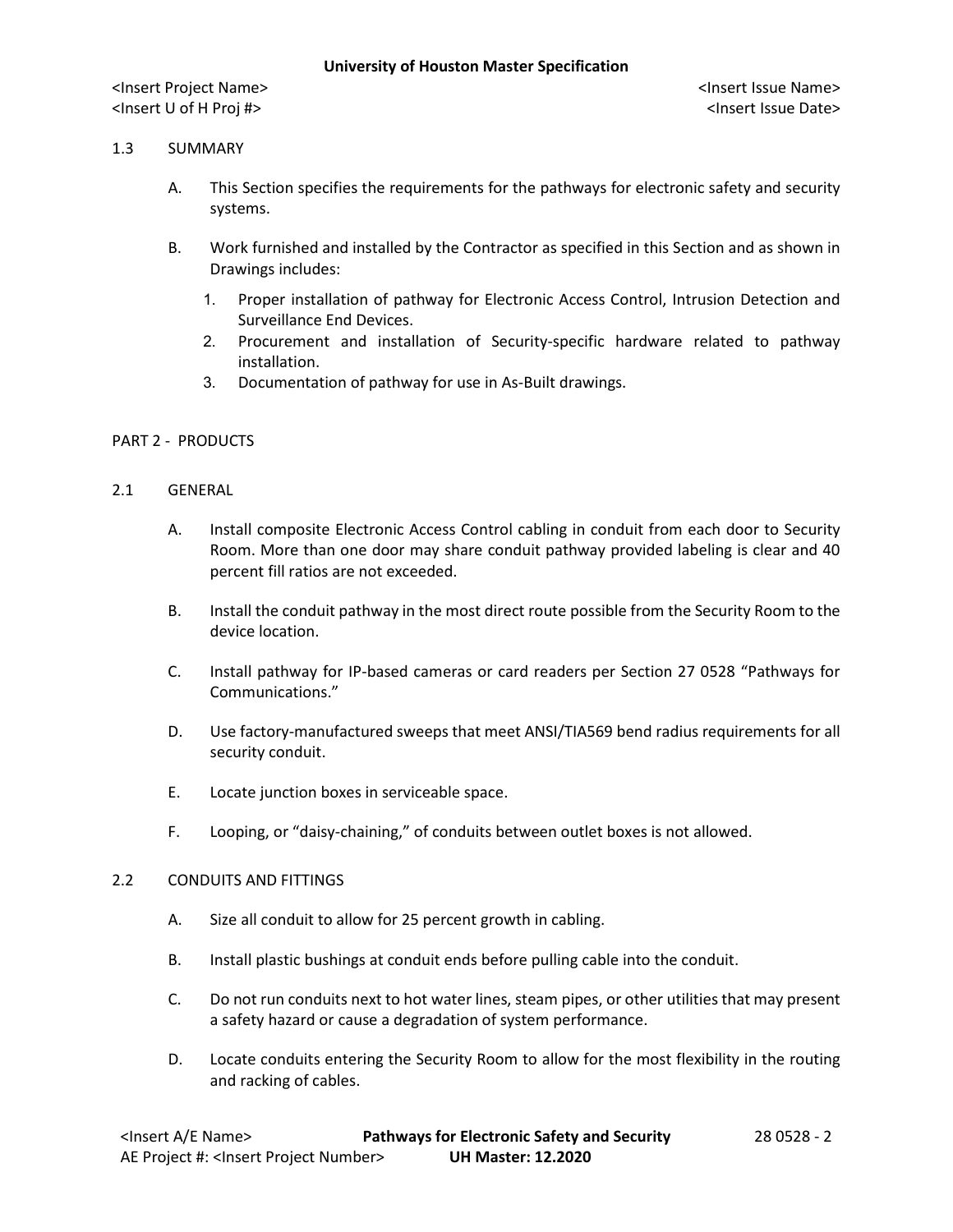## 1.3 SUMMARY

A. This Section specifies the requirements for the pathways for electronic safety and security systems.

B. Work furnished and installed by the Contractor as specified in this Section and as shown in Drawings includes:

1. Proper installation of pathway for Electronic Access Control, Intrusion Detection and Surveillance End Devices.
2. Procurement and installation of Security-specific hardware related to pathway installation.
3. Documentation of pathway for use in As-Built drawings.

# PART 2 - PRODUCTS

## 2.1 GENERAL

A. Install composite Electronic Access Control cabling in conduit from each door to Security Room. More than one door may share conduit pathway provided labeling is clear and 40 percent fill ratios are not exceeded.

B. Install the conduit pathway in the most direct route possible from the Security Room to the device location.

C. Install pathway for IP-based cameras or card readers per Section 27 0528 "Pathways for Communications."

D. Use factory-manufactured sweeps that meet ANSI/TIA569 bend radius requirements for all security conduit.

E. Locate junction boxes in serviceable space.

F. Looping, or "daisy-chaining," of conduits between outlet boxes is not allowed.

## 2.2 CONDUITS AND FITTINGS

A. Size all conduit to allow for 25 percent growth in cabling.

B. Install plastic bushings at conduit ends before pulling cable into the conduit.

C. Do not run conduits next to hot water lines, steam pipes, or other utilities that may present a safety hazard or cause a degradation of system performance.

D. Locate conduits entering the Security Room to allow for the most flexibility in the routing and racking of cables.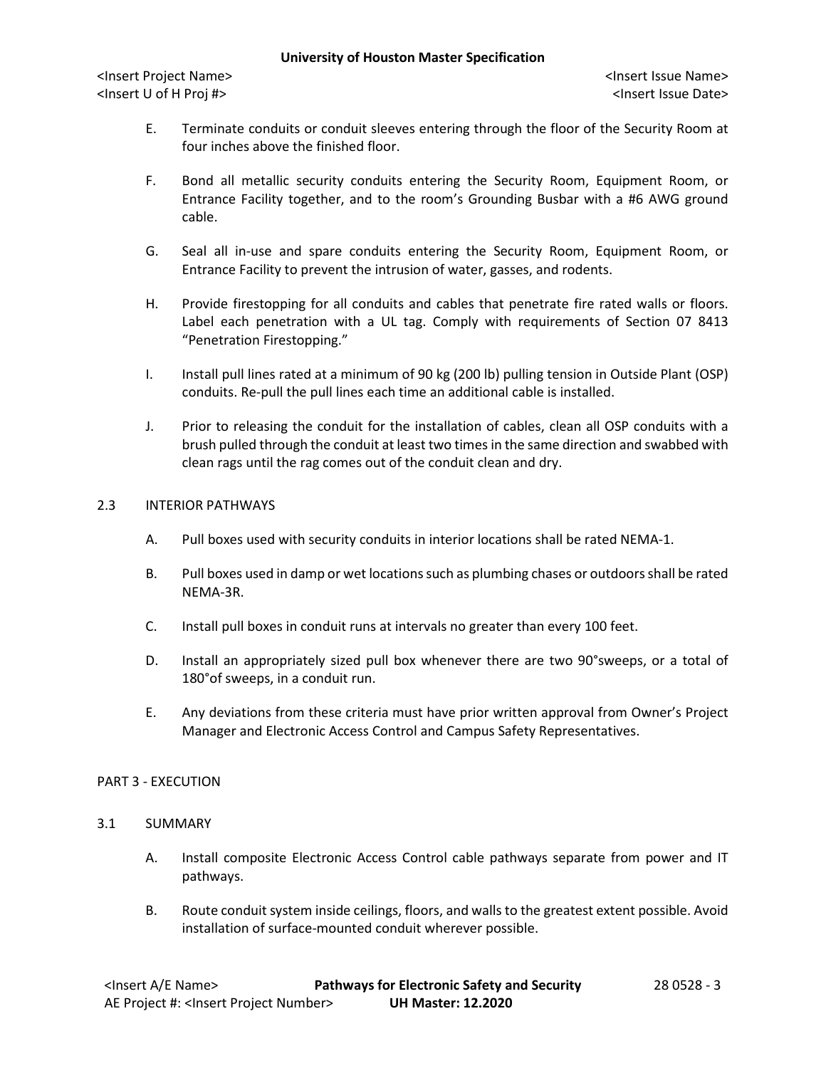E. Terminate conduits or conduit sleeves entering through the floor of the Security Room at four inches above the finished floor.

F. Bond all metallic security conduits entering the Security Room, Equipment Room, or Entrance Facility together, and to the room's Grounding Busbar with a #6 AWG ground cable.

G. Seal all in-use and spare conduits entering the Security Room, Equipment Room, or Entrance Facility to prevent the intrusion of water, gasses, and rodents.

H. Provide firestopping for all conduits and cables that penetrate fire rated walls or floors. Label each penetration with a UL tag. Comply with requirements of Section 07 8413 "Penetration Firestopping."

I. Install pull lines rated at a minimum of 90 kg (200 lb) pulling tension in Outside Plant (OSP) conduits. Re-pull the pull lines each time an additional cable is installed.

J. Prior to releasing the conduit for the installation of cables, clean all OSP conduits with a brush pulled through the conduit at least two times in the same direction and swabbed with clean rags until the rag comes out of the conduit clean and dry.

## 2.3 INTERIOR PATHWAYS

A. Pull boxes used with security conduits in interior locations shall be rated NEMA-1.

B. Pull boxes used in damp or wet locations such as plumbing chases or outdoors shall be rated NEMA-3R.

C. Install pull boxes in conduit runs at intervals no greater than every 100 feet.

D. Install an appropriately sized pull box whenever there are two 90°sweeps, or a total of 180°of sweeps, in a conduit run.

E. Any deviations from these criteria must have prior written approval from Owner's Project Manager and Electronic Access Control and Campus Safety Representatives.

# PART 3 - EXECUTION

## 3.1 SUMMARY

A. Install composite Electronic Access Control cable pathways separate from power and IT pathways.

B. Route conduit system inside ceilings, floors, and walls to the greatest extent possible. Avoid installation of surface-mounted conduit wherever possible.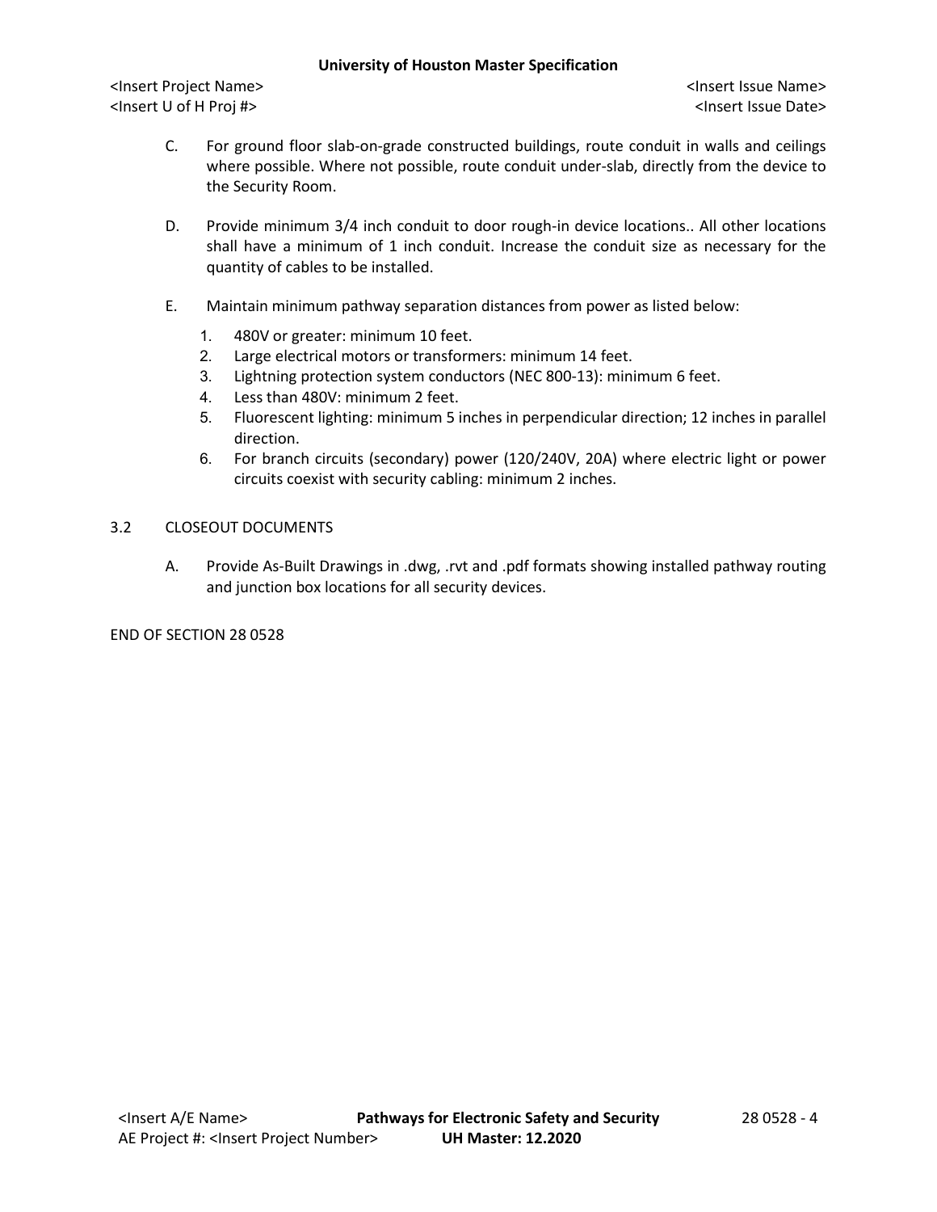C. For ground floor slab-on-grade constructed buildings, route conduit in walls and ceilings where possible. Where not possible, route conduit under-slab, directly from the device to the Security Room.

D. Provide minimum 3/4 inch conduit to door rough-in device locations.. All other locations shall have a minimum of 1 inch conduit. Increase the conduit size as necessary for the quantity of cables to be installed.

E. Maintain minimum pathway separation distances from power as listed below:

1. 480V or greater: minimum 10 feet.
2. Large electrical motors or transformers: minimum 14 feet.
3. Lightning protection system conductors (NEC 800-13): minimum 6 feet.
4. Less than 480V: minimum 2 feet.
5. Fluorescent lighting: minimum 5 inches in perpendicular direction; 12 inches in parallel direction.
6. For branch circuits (secondary) power (120/240V, 20A) where electric light or power circuits coexist with security cabling: minimum 2 inches.

## 3.2 CLOSEOUT DOCUMENTS

A. Provide As-Built Drawings in .dwg, .rvt and .pdf formats showing installed pathway routing and junction box locations for all security devices.

END OF SECTION 28 0528